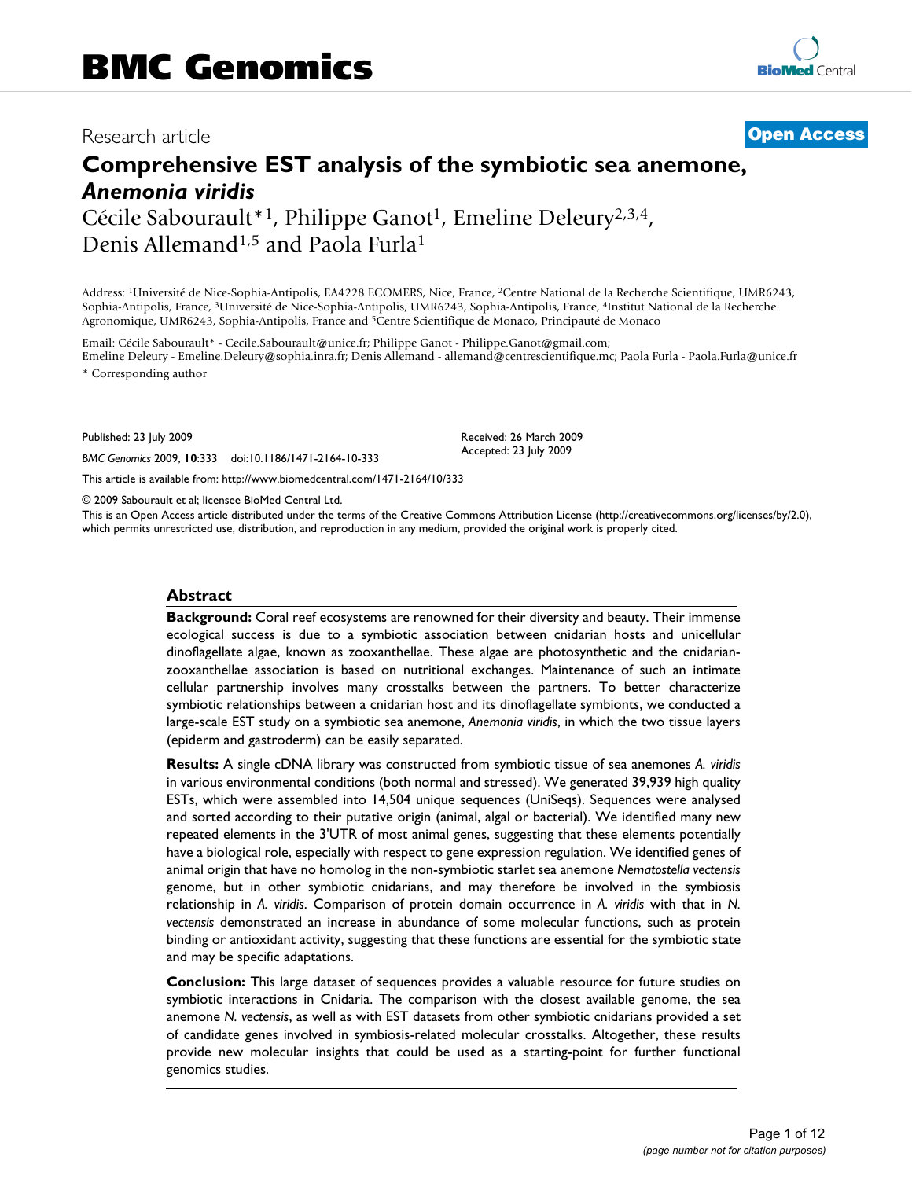# BMC Genomics

Research article

**Open Access**

# Comprehensive EST analysis of the symbiotic sea anemone, *Anemonia viridis*

Cécile Sabourault*[1], Philippe Ganot[1], Emeline Deleury[2,3,4], Denis Allemand[1,5] and Paola Furla[1]

Address: [1]Université de Nice-Sophia-Antipolis, EA4228 ECOMERS, Nice, France, [2]Centre National de la Recherche Scientifique, UMR6243, Sophia-Antipolis, France, [3]Université de Nice-Sophia-Antipolis, UMR6243, Sophia-Antipolis, France, [4]Institut National de la Recherche Agronomique, UMR6243, Sophia-Antipolis, France and [5]Centre Scientifique de Monaco, Principauté de Monaco

Email: Cécile Sabourault* - Cecile.Sabourault@unice.fr; Philippe Ganot - Philippe.Ganot@gmail.com; Emeline Deleury - Emeline.Deleury@sophia.inra.fr; Denis Allemand - allemand@centrescientifique.mc; Paola Furla - Paola.Furla@unice.fr

* Corresponding author

Published: 23 July 2009

*BMC Genomics* 2009, **10**:333 doi:10.1186/1471-2164-10-333

Received: 26 March 2009
Accepted: 23 July 2009

This article is available from: http://www.biomedcentral.com/1471-2164/10/333

© 2009 Sabourault et al; licensee BioMed Central Ltd.

This is an Open Access article distributed under the terms of the Creative Commons Attribution License (http://creativecommons.org/licenses/by/2.0), which permits unrestricted use, distribution, and reproduction in any medium, provided the original work is properly cited.

## Abstract

**Background:** Coral reef ecosystems are renowned for their diversity and beauty. Their immense ecological success is due to a symbiotic association between cnidarian hosts and unicellular dinoflagellate algae, known as zooxanthellae. These algae are photosynthetic and the cnidarian-zooxanthellae association is based on nutritional exchanges. Maintenance of such an intimate cellular partnership involves many crosstalks between the partners. To better characterize symbiotic relationships between a cnidarian host and its dinoflagellate symbionts, we conducted a large-scale EST study on a symbiotic sea anemone, *Anemonia viridis*, in which the two tissue layers (epiderm and gastroderm) can be easily separated.

**Results:** A single cDNA library was constructed from symbiotic tissue of sea anemones *A. viridis* in various environmental conditions (both normal and stressed). We generated 39,939 high quality ESTs, which were assembled into 14,504 unique sequences (UniSeqs). Sequences were analysed and sorted according to their putative origin (animal, algal or bacterial). We identified many new repeated elements in the 3'UTR of most animal genes, suggesting that these elements potentially have a biological role, especially with respect to gene expression regulation. We identified genes of animal origin that have no homolog in the non-symbiotic starlet sea anemone *Nematostella vectensis* genome, but in other symbiotic cnidarians, and may therefore be involved in the symbiosis relationship in *A. viridis*. Comparison of protein domain occurrence in *A. viridis* with that in *N. vectensis* demonstrated an increase in abundance of some molecular functions, such as protein binding or antioxidant activity, suggesting that these functions are essential for the symbiotic state and may be specific adaptations.

**Conclusion:** This large dataset of sequences provides a valuable resource for future studies on symbiotic interactions in Cnidaria. The comparison with the closest available genome, the sea anemone *N. vectensis*, as well as with EST datasets from other symbiotic cnidarians provided a set of candidate genes involved in symbiosis-related molecular crosstalks. Altogether, these results provide new molecular insights that could be used as a starting-point for further functional genomics studies.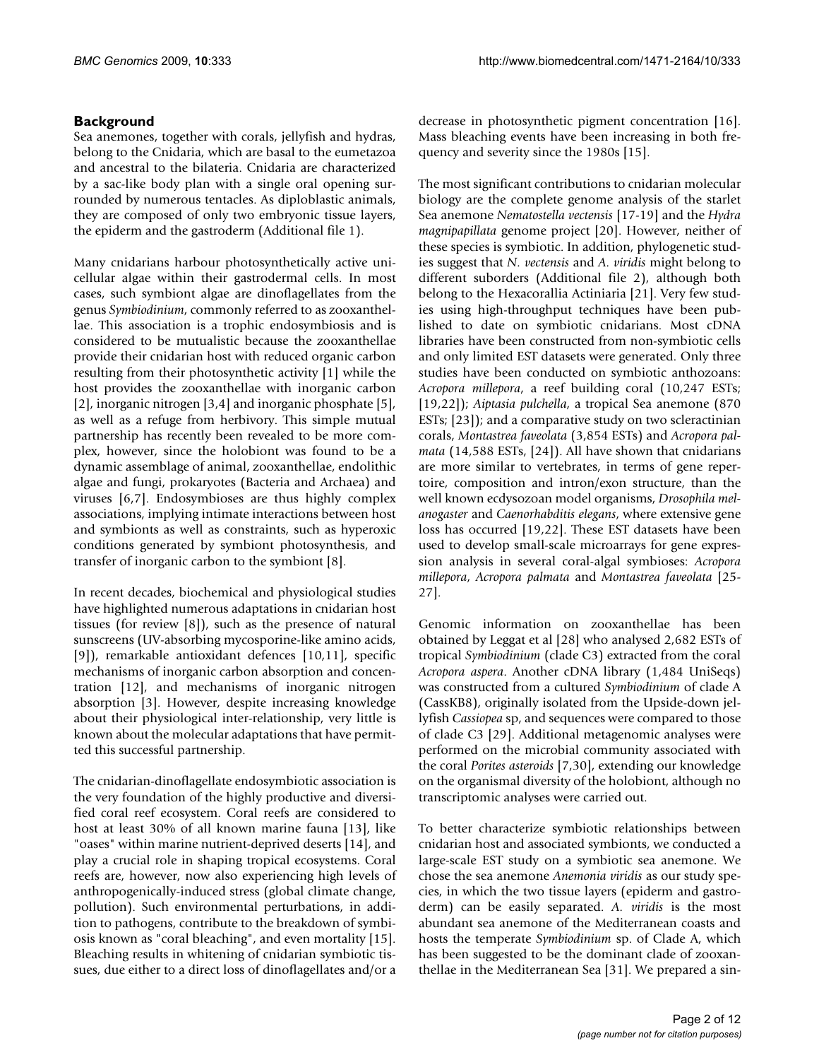## Background

Sea anemones, together with corals, jellyfish and hydras, belong to the Cnidaria, which are basal to the eumetazoa and ancestral to the bilateria. Cnidaria are characterized by a sac-like body plan with a single oral opening surrounded by numerous tentacles. As diploblastic animals, they are composed of only two embryonic tissue layers, the epiderm and the gastroderm (Additional file 1).

Many cnidarians harbour photosynthetically active unicellular algae within their gastrodermal cells. In most cases, such symbiont algae are dinoflagellates from the genus *Symbiodinium*, commonly referred to as zooxanthellae. This association is a trophic endosymbiosis and is considered to be mutualistic because the zooxanthellae provide their cnidarian host with reduced organic carbon resulting from their photosynthetic activity [1] while the host provides the zooxanthellae with inorganic carbon [2], inorganic nitrogen [3,4] and inorganic phosphate [5], as well as a refuge from herbivory. This simple mutual partnership has recently been revealed to be more complex, however, since the holobiont was found to be a dynamic assemblage of animal, zooxanthellae, endolithic algae and fungi, prokaryotes (Bacteria and Archaea) and viruses [6,7]. Endosymbioses are thus highly complex associations, implying intimate interactions between host and symbionts as well as constraints, such as hyperoxic conditions generated by symbiont photosynthesis, and transfer of inorganic carbon to the symbiont [8].

In recent decades, biochemical and physiological studies have highlighted numerous adaptations in cnidarian host tissues (for review [8]), such as the presence of natural sunscreens (UV-absorbing mycosporine-like amino acids, [9]), remarkable antioxidant defences [10,11], specific mechanisms of inorganic carbon absorption and concentration [12], and mechanisms of inorganic nitrogen absorption [3]. However, despite increasing knowledge about their physiological inter-relationship, very little is known about the molecular adaptations that have permitted this successful partnership.

The cnidarian-dinoflagellate endosymbiotic association is the very foundation of the highly productive and diversified coral reef ecosystem. Coral reefs are considered to host at least 30% of all known marine fauna [13], like "oases" within marine nutrient-deprived deserts [14], and play a crucial role in shaping tropical ecosystems. Coral reefs are, however, now also experiencing high levels of anthropogenically-induced stress (global climate change, pollution). Such environmental perturbations, in addition to pathogens, contribute to the breakdown of symbiosis known as "coral bleaching", and even mortality [15]. Bleaching results in whitening of cnidarian symbiotic tissues, due either to a direct loss of dinoflagellates and/or a decrease in photosynthetic pigment concentration [16]. Mass bleaching events have been increasing in both frequency and severity since the 1980s [15].

The most significant contributions to cnidarian molecular biology are the complete genome analysis of the starlet Sea anemone *Nematostella vectensis* [17-19] and the *Hydra magnipapillata* genome project [20]. However, neither of these species is symbiotic. In addition, phylogenetic studies suggest that *N. vectensis* and *A. viridis* might belong to different suborders (Additional file 2), although both belong to the Hexacorallia Actiniaria [21]. Very few studies using high-throughput techniques have been published to date on symbiotic cnidarians. Most cDNA libraries have been constructed from non-symbiotic cells and only limited EST datasets were generated. Only three studies have been conducted on symbiotic anthozoans: *Acropora millepora*, a reef building coral (10,247 ESTs; [19,22]); *Aiptasia pulchella*, a tropical Sea anemone (870 ESTs; [23]); and a comparative study on two scleractinian corals, *Montastrea faveolata* (3,854 ESTs) and *Acropora palmata* (14,588 ESTs, [24]). All have shown that cnidarians are more similar to vertebrates, in terms of gene repertoire, composition and intron/exon structure, than the well known ecdysozoan model organisms, *Drosophila melanogaster* and *Caenorhabditis elegans*, where extensive gene loss has occurred [19,22]. These EST datasets have been used to develop small-scale microarrays for gene expression analysis in several coral-algal symbioses: *Acropora millepora*, *Acropora palmata* and *Montastrea faveolata* [25-27].

Genomic information on zooxanthellae has been obtained by Leggat et al [28] who analysed 2,682 ESTs of tropical *Symbiodinium* (clade C3) extracted from the coral *Acropora aspera*. Another cDNA library (1,484 UniSeqs) was constructed from a cultured *Symbiodinium* of clade A (CassKB8), originally isolated from the Upside-down jellyfish *Cassiopea* sp, and sequences were compared to those of clade C3 [29]. Additional metagenomic analyses were performed on the microbial community associated with the coral *Porites asteroids* [7,30], extending our knowledge on the organismal diversity of the holobiont, although no transcriptomic analyses were carried out.

To better characterize symbiotic relationships between cnidarian host and associated symbionts, we conducted a large-scale EST study on a symbiotic sea anemone. We chose the sea anemone *Anemonia viridis* as our study species, in which the two tissue layers (epiderm and gastroderm) can be easily separated. *A. viridis* is the most abundant sea anemone of the Mediterranean coasts and hosts the temperate *Symbiodinium* sp. of Clade A, which has been suggested to be the dominant clade of zooxanthellae in the Mediterranean Sea [31]. We prepared a sin-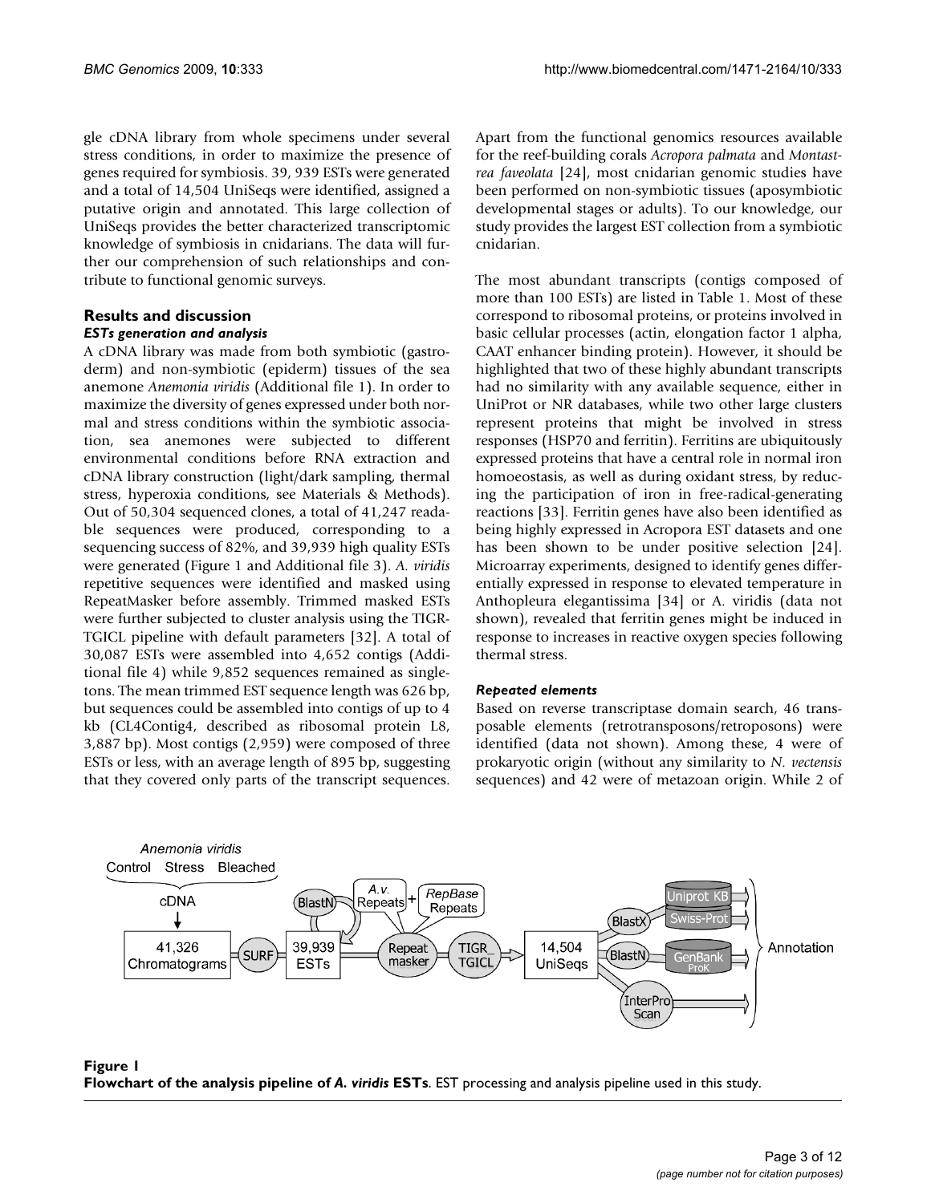gle cDNA library from whole specimens under several stress conditions, in order to maximize the presence of genes required for symbiosis. 39, 939 ESTs were generated and a total of 14,504 UniSeqs were identified, assigned a putative origin and annotated. This large collection of UniSeqs provides the better characterized transcriptomic knowledge of symbiosis in cnidarians. The data will further our comprehension of such relationships and contribute to functional genomic surveys.

## Results and discussion

### ESTs generation and analysis

A cDNA library was made from both symbiotic (gastroderm) and non-symbiotic (epiderm) tissues of the sea anemone *Anemonia viridis* (Additional file 1). In order to maximize the diversity of genes expressed under both normal and stress conditions within the symbiotic association, sea anemones were subjected to different environmental conditions before RNA extraction and cDNA library construction (light/dark sampling, thermal stress, hyperoxia conditions, see Materials & Methods). Out of 50,304 sequenced clones, a total of 41,247 readable sequences were produced, corresponding to a sequencing success of 82%, and 39,939 high quality ESTs were generated (Figure 1 and Additional file 3). *A. viridis* repetitive sequences were identified and masked using RepeatMasker before assembly. Trimmed masked ESTs were further subjected to cluster analysis using the TIGR-TGICL pipeline with default parameters [32]. A total of 30,087 ESTs were assembled into 4,652 contigs (Additional file 4) while 9,852 sequences remained as singletons. The mean trimmed EST sequence length was 626 bp, but sequences could be assembled into contigs of up to 4 kb (CL4Contig4, described as ribosomal protein L8, 3,887 bp). Most contigs (2,959) were composed of three ESTs or less, with an average length of 895 bp, suggesting that they covered only parts of the transcript sequences.

Apart from the functional genomics resources available for the reef-building corals *Acropora palmata* and *Montastrea faveolata* [24], most cnidarian genomic studies have been performed on non-symbiotic tissues (aposymbiotic developmental stages or adults). To our knowledge, our study provides the largest EST collection from a symbiotic cnidarian.

The most abundant transcripts (contigs composed of more than 100 ESTs) are listed in Table 1. Most of these correspond to ribosomal proteins, or proteins involved in basic cellular processes (actin, elongation factor 1 alpha, CAAT enhancer binding protein). However, it should be highlighted that two of these highly abundant transcripts had no similarity with any available sequence, either in UniProt or NR databases, while two other large clusters represent proteins that might be involved in stress responses (HSP70 and ferritin). Ferritins are ubiquitously expressed proteins that have a central role in normal iron homoeostasis, as well as during oxidant stress, by reducing the participation of iron in free-radical-generating reactions [33]. Ferritin genes have also been identified as being highly expressed in Acropora EST datasets and one has been shown to be under positive selection [24]. Microarray experiments, designed to identify genes differentially expressed in response to elevated temperature in Anthopleura elegantissima [34] or A. viridis (data not shown), revealed that ferritin genes might be induced in response to increases in reactive oxygen species following thermal stress.

### Repeated elements

Based on reverse transcriptase domain search, 46 transposable elements (retrotransposons/retroposons) were identified (data not shown). Among these, 4 were of prokaryotic origin (without any similarity to *N. vectensis* sequences) and 42 were of metazoan origin. While 2 of

**Figure 1**
**Flowchart of the analysis pipeline of *A. viridis* ESTs**. EST processing and analysis pipeline used in this study.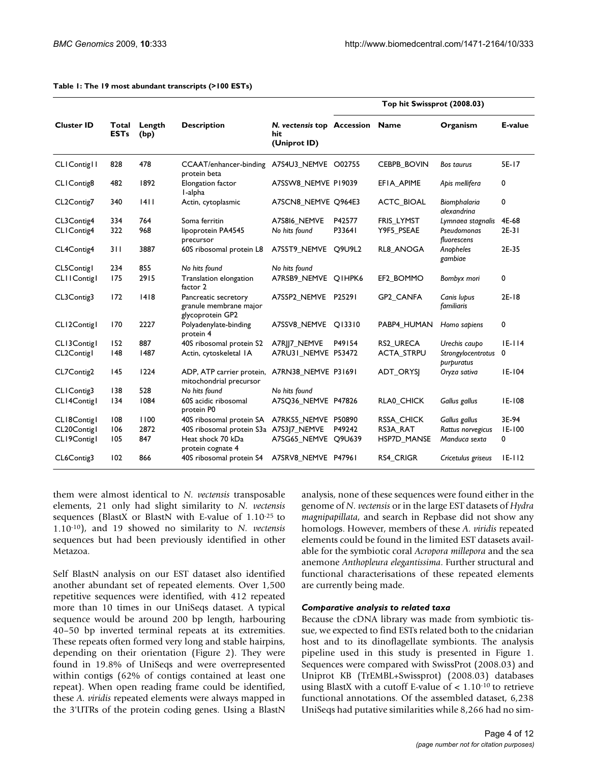**Table 1: The 19 most abundant transcripts (>100 ESTs)**

| Cluster ID | Total ESTs | Length (bp) | Description | *N. vectensis* top hit (Uniprot ID) | Top hit Swissprot (2008.03) | | | |
|---|---|---|---|---|---|---|---|---|
| | | | | | Accession | Name | Organism | E-value |
| CL1Contig11 | 828 | 478 | CCAAT/enhancer-binding protein beta | A7S4U3_NEMVE | O02755 | CEBPB_BOVIN | *Bos taurus* | 5E-17 |
| CL1Contig8 | 482 | 1892 | Elongation factor 1-alpha | A7SSW8_NEMVE | P19039 | EF1A_APIME | *Apis mellifera* | 0 |
| CL2Contig7 | 340 | 1411 | Actin, cytoplasmic | A7SCN8_NEMVE | Q964E3 | ACTC_BIOAL | *Biomphalaria alexandrina* | 0 |
| CL3Contig4 | 334 | 764 | Soma ferritin | A7S8I6_NEMVE | P42577 | FRIS_LYMST | *Lymnaea stagnalis* | 4E-68 |
| CL1Contig4 | 322 | 968 | lipoprotein PA4545 precursor | *No hits found* | P33641 | Y9F5_PSEAE | *Pseudomonas fluorescens* | 2E-31 |
| CL4Contig4 | 311 | 3887 | 60S ribosomal protein L8 | A7S5T9_NEMVE | Q9U9L2 | RL8_ANOGA | *Anopheles gambiae* | 2E-35 |
| CL5Contig1 | 234 | 855 | *No hits found* | *No hits found* | | | | |
| CL11Contig1 | 175 | 2915 | Translation elongation factor 2 | A7RSB9_NEMVE | Q1HPK6 | EF2_BOMMO | *Bombyx mori* | 0 |
| CL3Contig3 | 172 | 1418 | Pancreatic secretory granule membrane major glycoprotein GP2 | A7S5P2_NEMVE | P25291 | GP2_CANFA | *Canis lupus familiaris* | 2E-18 |
| CL12Contig1 | 170 | 2227 | Polyadenylate-binding protein 4 | A7SSV8_NEMVE | Q13310 | PABP4_HUMAN | *Homo sapiens* | 0 |
| CL13Contig1 | 152 | 887 | 40S ribosomal protein S2 | A7RJJ7_NEMVE | P49154 | RS2_URECA | *Urechis caupo* | 1E-114 |
| CL2Contig1 | 148 | 1487 | Actin, cytoskeletal 1A | A7RU31_NEMVE | P53472 | ACTA_STRPU | *Strongylocentrotus purpuratus* | 0 |
| CL7Contig2 | 145 | 1224 | ADP, ATP carrier protein, mitochondrial precursor | A7RN38_NEMVE | P31691 | ADT_ORYSJ | *Oryza sativa* | 1E-104 |
| CL1Contig3 | 138 | 528 | *No hits found* | *No hits found* | | | | |
| CL14Contig1 | 134 | 1084 | 60S acidic ribosomal protein P0 | A7SQ36_NEMVE | P47826 | RLA0_CHICK | *Gallus gallus* | 1E-108 |
| CL18Contig1 | 108 | 1100 | 40S ribosomal protein SA | A7RKS5_NEMVE | P50890 | RSSA_CHICK | *Gallus gallus* | 3E-94 |
| CL20Contig1 | 106 | 2872 | 40S ribosomal protein S3a | A7S3J7_NEMVE | P49242 | RS3A_RAT | *Rattus norvegicus* | 1E-100 |
| CL19Contig1 | 105 | 847 | Heat shock 70 kDa protein cognate 4 | A7SG65_NEMVE | Q9U639 | HSP7D_MANSE | *Manduca sexta* | 0 |
| CL6Contig3 | 102 | 866 | 40S ribosomal protein S4 | A7SRV8_NEMVE | P47961 | RS4_CRIGR | *Cricetulus griseus* | 1E-112 |

them were almost identical to *N. vectensis* transposable elements, 21 only had slight similarity to *N. vectensis* sequences (BlastX or BlastN with E-value of $1.10^{-25}$ to $1.10^{-10}$), and 19 showed no similarity to *N. vectensis* sequences but had been previously identified in other Metazoa.

Self BlastN analysis on our EST dataset also identified another abundant set of repeated elements. Over 1,500 repetitive sequences were identified, with 412 repeated more than 10 times in our UniSeqs dataset. A typical sequence would be around 200 bp length, harbouring 40–50 bp inverted terminal repeats at its extremities. These repeats often formed very long and stable hairpins, depending on their orientation (Figure 2). They were found in 19.8% of UniSeqs and were overrepresented within contigs (62% of contigs contained at least one repeat). When open reading frame could be identified, these *A. viridis* repeated elements were always mapped in the 3'UTRs of the protein coding genes. Using a BlastN analysis, none of these sequences were found either in the genome of *N. vectensis* or in the large EST datasets of *Hydra magnipapillata*, and search in Repbase did not show any homologs. However, members of these *A. viridis* repeated elements could be found in the limited EST datasets available for the symbiotic coral *Acropora millepora* and the sea anemone *Anthopleura elegantissima*. Further structural and functional characterisations of these repeated elements are currently being made.

### *Comparative analysis to related taxa*

Because the cDNA library was made from symbiotic tissue, we expected to find ESTs related both to the cnidarian host and to its dinoflagellate symbionts. The analysis pipeline used in this study is presented in Figure 1. Sequences were compared with SwissProt (2008.03) and Uniprot KB (TrEMBL+Swissprot) (2008.03) databases using BlastX with a cutoff E-value of $< 1.10^{-10}$ to retrieve functional annotations. Of the assembled dataset, 6,238 UniSeqs had putative similarities while 8,266 had no sim-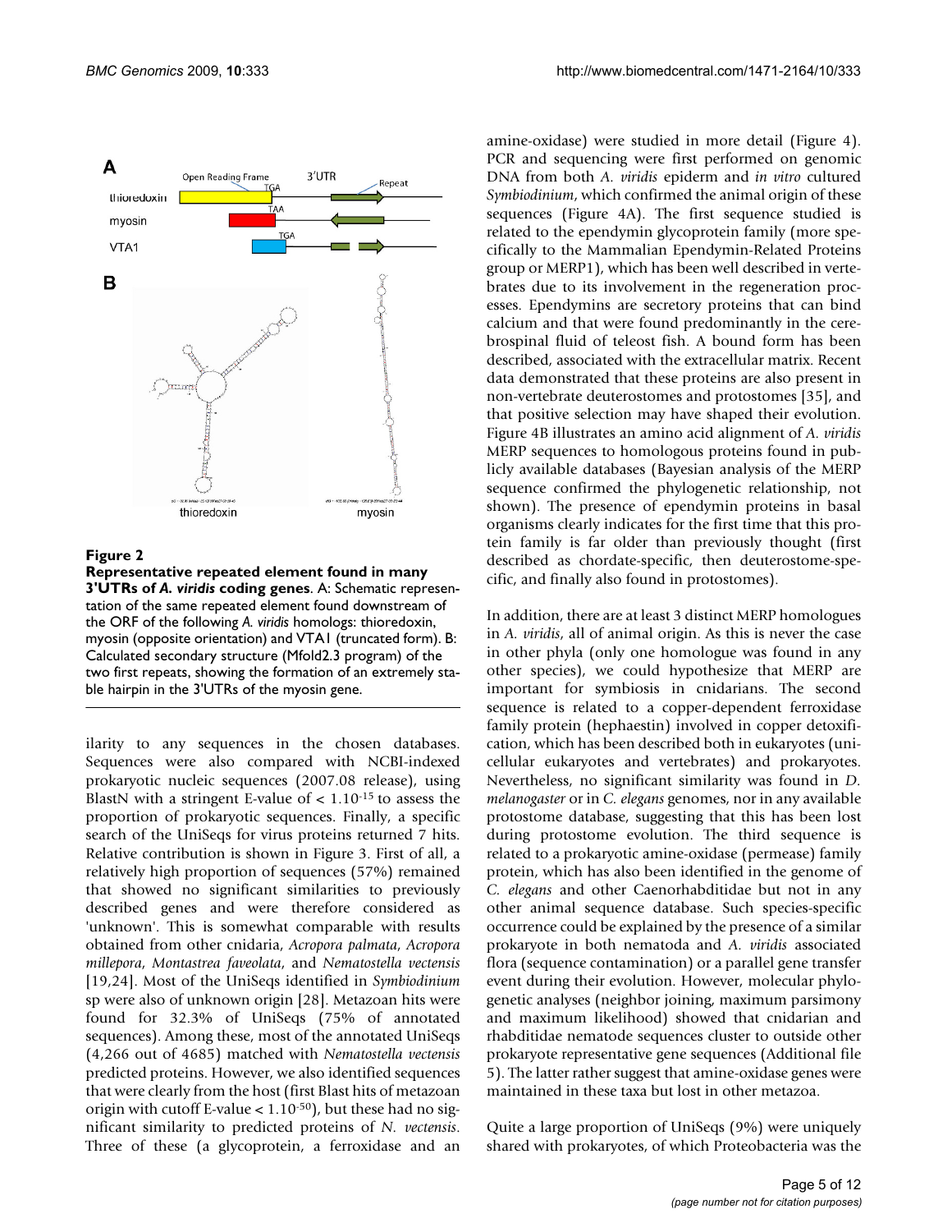**Figure 2**

**Representative repeated element found in many 3'UTRs of *A. viridis* coding genes**. A: Schematic representation of the same repeated element found downstream of the ORF of the following *A. viridis* homologs: thioredoxin, myosin (opposite orientation) and VTA1 (truncated form). B: Calculated secondary structure (Mfold2.3 program) of the two first repeats, showing the formation of an extremely stable hairpin in the 3'UTRs of the myosin gene.

ilarity to any sequences in the chosen databases. Sequences were also compared with NCBI-indexed prokaryotic nucleic sequences (2007.08 release), using BlastN with a stringent E-value of < $1.10^{-15}$ to assess the proportion of prokaryotic sequences. Finally, a specific search of the UniSeqs for virus proteins returned 7 hits. Relative contribution is shown in Figure 3. First of all, a relatively high proportion of sequences (57%) remained that showed no significant similarities to previously described genes and were therefore considered as 'unknown'. This is somewhat comparable with results obtained from other cnidaria, *Acropora palmata*, *Acropora millepora*, *Montastrea faveolata*, and *Nematostella vectensis* [19,24]. Most of the UniSeqs identified in *Symbiodinium* sp were also of unknown origin [28]. Metazoan hits were found for 32.3% of UniSeqs (75% of annotated sequences). Among these, most of the annotated UniSeqs (4,266 out of 4685) matched with *Nematostella vectensis* predicted proteins. However, we also identified sequences that were clearly from the host (first Blast hits of metazoan origin with cutoff E-value < $1.10^{-50}$), but these had no significant similarity to predicted proteins of *N. vectensis*. Three of these (a glycoprotein, a ferroxidase and an amine-oxidase) were studied in more detail (Figure 4). PCR and sequencing were first performed on genomic DNA from both *A. viridis* epiderm and *in vitro* cultured *Symbiodinium*, which confirmed the animal origin of these sequences (Figure 4A). The first sequence studied is related to the ependymin glycoprotein family (more specifically to the Mammalian Ependymin-Related Proteins group or MERP1), which has been well described in vertebrates due to its involvement in the regeneration processes. Ependymins are secretory proteins that can bind calcium and that were found predominantly in the cerebrospinal fluid of teleost fish. A bound form has been described, associated with the extracellular matrix. Recent data demonstrated that these proteins are also present in non-vertebrate deuterostomes and protostomes [35], and that positive selection may have shaped their evolution. Figure 4B illustrates an amino acid alignment of *A. viridis* MERP sequences to homologous proteins found in publicly available databases (Bayesian analysis of the MERP sequence confirmed the phylogenetic relationship, not shown). The presence of ependymin proteins in basal organisms clearly indicates for the first time that this protein family is far older than previously thought (first described as chordate-specific, then deuterostome-specific, and finally also found in protostomes).

In addition, there are at least 3 distinct MERP homologues in *A. viridis*, all of animal origin. As this is never the case in other phyla (only one homologue was found in any other species), we could hypothesize that MERP are important for symbiosis in cnidarians. The second sequence is related to a copper-dependent ferroxidase family protein (hephaestin) involved in copper detoxification, which has been described both in eukaryotes (unicellular eukaryotes and vertebrates) and prokaryotes. Nevertheless, no significant similarity was found in *D. melanogaster* or in *C. elegans* genomes, nor in any available protostome database, suggesting that this has been lost during protostome evolution. The third sequence is related to a prokaryotic amine-oxidase (permease) family protein, which has also been identified in the genome of *C. elegans* and other Caenorhabditidae but not in any other animal sequence database. Such species-specific occurrence could be explained by the presence of a similar prokaryote in both nematoda and *A. viridis* associated flora (sequence contamination) or a parallel gene transfer event during their evolution. However, molecular phylogenetic analyses (neighbor joining, maximum parsimony and maximum likelihood) showed that cnidarian and rhabditidae nematode sequences cluster to outside other prokaryote representative gene sequences (Additional file 5). The latter rather suggest that amine-oxidase genes were maintained in these taxa but lost in other metazoa.

Quite a large proportion of UniSeqs (9%) were uniquely shared with prokaryotes, of which Proteobacteria was the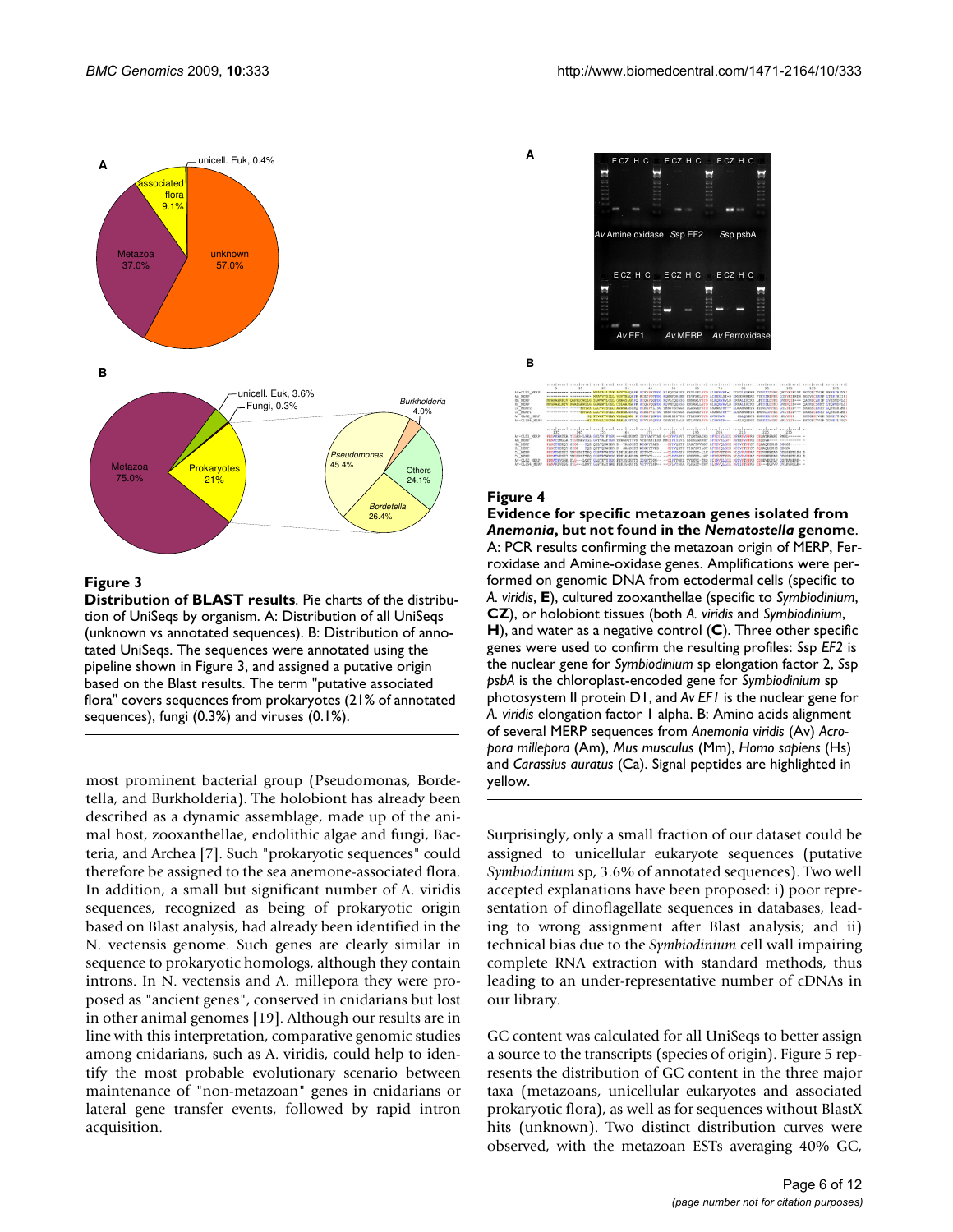**Figure 3**

**Distribution of BLAST results**. Pie charts of the distribution of UniSeqs by organism. A: Distribution of all UniSeqs (unknown vs annotated sequences). B: Distribution of annotated UniSeqs. The sequences were annotated using the pipeline shown in Figure 3, and assigned a putative origin based on the Blast results. The term "putative associated flora" covers sequences from prokaryotes (21% of annotated sequences), fungi (0.3%) and viruses (0.1%).

most prominent bacterial group (Pseudomonas, Bordetella, and Burkholderia). The holobiont has already been described as a dynamic assemblage, made up of the animal host, zooxanthellae, endolithic algae and fungi, Bacteria, and Archea [7]. Such "prokaryotic sequences" could therefore be assigned to the sea anemone-associated flora. In addition, a small but significant number of A. viridis sequences, recognized as being of prokaryotic origin based on Blast analysis, had already been identified in the N. vectensis genome. Such genes are clearly similar in sequence to prokaryotic homologs, although they contain introns. In N. vectensis and A. millepora they were proposed as "ancient genes", conserved in cnidarians but lost in other animal genomes [19]. Although our results are in line with this interpretation, comparative genomic studies among cnidarians, such as A. viridis, could help to identify the most probable evolutionary scenario between maintenance of "non-metazoan" genes in cnidarians or lateral gene transfer events, followed by rapid intron acquisition.

**Figure 4**

**Evidence for specific metazoan genes isolated from *Anemonia*, but not found in the *Nematostella* genome**. A: PCR results confirming the metazoan origin of MERP, Ferroxidase and Amine-oxidase genes. Amplifications were performed on genomic DNA from ectodermal cells (specific to *A. viridis*, **E**), cultured zooxanthellae (specific to *Symbiodinium*, **CZ**), or holobiont tissues (both *A. viridis* and *Symbiodinium*, **H**), and water as a negative control (**C**). Three other specific genes were used to confirm the resulting profiles: *Ssp EF2* is the nuclear gene for *Symbiodinium* sp elongation factor 2, *Ssp psbA* is the chloroplast-encoded gene for *Symbiodinium* sp photosystem II protein D1, and *Av EF1* is the nuclear gene for *A. viridis* elongation factor 1 alpha. B: Amino acids alignment of several MERP sequences from *Anemonia viridis* (Av) *Acropora millepora* (Am), *Mus musculus* (Mm), *Homo sapiens* (Hs) and *Carassius auratus* (Ca). Signal peptides are highlighted in yellow.

Surprisingly, only a small fraction of our dataset could be assigned to unicellular eukaryote sequences (putative *Symbiodinium* sp, 3.6% of annotated sequences). Two well accepted explanations have been proposed: i) poor representation of dinoflagellate sequences in databases, leading to wrong assignment after Blast analysis; and ii) technical bias due to the *Symbiodinium* cell wall impairing complete RNA extraction with standard methods, thus leading to an under-representative number of cDNAs in our library.

GC content was calculated for all UniSeqs to better assign a source to the transcripts (species of origin). Figure 5 represents the distribution of GC content in the three major taxa (metazoans, unicellular eukaryotes and associated prokaryotic flora), as well as for sequences without BlastX hits (unknown). Two distinct distribution curves were observed, with the metazoan ESTs averaging 40% GC,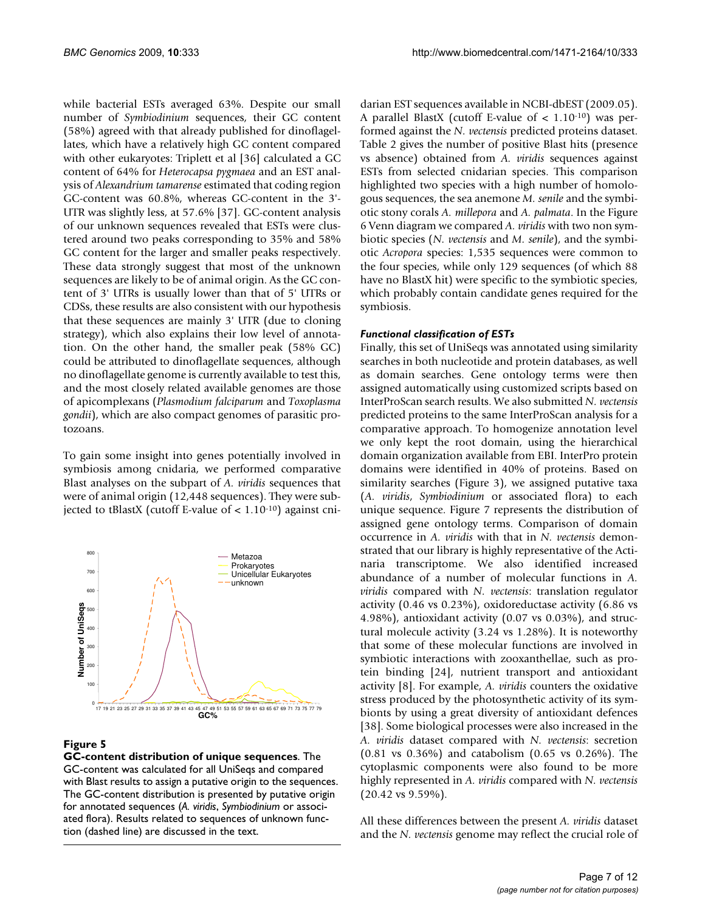while bacterial ESTs averaged 63%. Despite our small number of *Symbiodinium* sequences, their GC content (58%) agreed with that already published for dinoflagellates, which have a relatively high GC content compared with other eukaryotes: Triplett et al [36] calculated a GC content of 64% for *Heterocapsa pygmaea* and an EST analysis of *Alexandrium tamarense* estimated that coding region GC-content was 60.8%, whereas GC-content in the 3'-UTR was slightly less, at 57.6% [37]. GC-content analysis of our unknown sequences revealed that ESTs were clustered around two peaks corresponding to 35% and 58% GC content for the larger and smaller peaks respectively. These data strongly suggest that most of the unknown sequences are likely to be of animal origin. As the GC content of 3' UTRs is usually lower than that of 5' UTRs or CDSs, these results are also consistent with our hypothesis that these sequences are mainly 3' UTR (due to cloning strategy), which also explains their low level of annotation. On the other hand, the smaller peak (58% GC) could be attributed to dinoflagellate sequences, although no dinoflagellate genome is currently available to test this, and the most closely related available genomes are those of apicomplexans (*Plasmodium falciparum* and *Toxoplasma gondii*), which are also compact genomes of parasitic protozoans.

To gain some insight into genes potentially involved in symbiosis among cnidaria, we performed comparative Blast analyses on the subpart of *A. viridis* sequences that were of animal origin (12,448 sequences). They were subjected to tBlastX (cutoff E-value of < $1.10^{-10}$) against cnidarian EST sequences available in NCBI-dbEST (2009.05). A parallel BlastX (cutoff E-value of < $1.10^{-10}$) was performed against the *N. vectensis* predicted proteins dataset. Table 2 gives the number of positive Blast hits (presence vs absence) obtained from *A. viridis* sequences against ESTs from selected cnidarian species. This comparison highlighted two species with a high number of homologous sequences, the sea anemone *M. senile* and the symbiotic stony corals *A. millepora* and *A. palmata*. In the Figure 6 Venn diagram we compared *A. viridis* with two non symbiotic species (*N. vectensis* and *M. senile*), and the symbiotic *Acropora* species: 1,535 sequences were common to the four species, while only 129 sequences (of which 88 have no BlastX hit) were specific to the symbiotic species, which probably contain candidate genes required for the symbiosis.

**Figure 5**

**GC-content distribution of unique sequences**. The GC-content was calculated for all UniSeqs and compared with Blast results to assign a putative origin to the sequences. The GC-content distribution is presented by putative origin for annotated sequences (*A. viridis*, *Symbiodinium* or associated flora). Results related to sequences of unknown function (dashed line) are discussed in the text.

### *Functional classification of ESTs*

Finally, this set of UniSeqs was annotated using similarity searches in both nucleotide and protein databases, as well as domain searches. Gene ontology terms were then assigned automatically using customized scripts based on InterProScan search results. We also submitted *N. vectensis* predicted proteins to the same InterProScan analysis for a comparative approach. To homogenize annotation level we only kept the root domain, using the hierarchical domain organization available from EBI. InterPro protein domains were identified in 40% of proteins. Based on similarity searches (Figure 3), we assigned putative taxa (*A. viridis*, *Symbiodinium* or associated flora) to each unique sequence. Figure 7 represents the distribution of assigned gene ontology terms. Comparison of domain occurrence in *A. viridis* with that in *N. vectensis* demonstrated that our library is highly representative of the Actinaria transcriptome. We also identified increased abundance of a number of molecular functions in *A. viridis* compared with *N. vectensis*: translation regulator activity (0.46 vs 0.23%), oxidoreductase activity (6.86 vs 4.98%), antioxidant activity (0.07 vs 0.03%), and structural molecule activity (3.24 vs 1.28%). It is noteworthy that some of these molecular functions are involved in symbiotic interactions with zooxanthellae, such as protein binding [24], nutrient transport and antioxidant activity [8]. For example, *A. viridis* counters the oxidative stress produced by the photosynthetic activity of its symbionts by using a great diversity of antioxidant defences [38]. Some biological processes were also increased in the *A. viridis* dataset compared with *N. vectensis*: secretion (0.81 vs 0.36%) and catabolism (0.65 vs 0.26%). The cytoplasmic components were also found to be more highly represented in *A. viridis* compared with *N. vectensis* (20.42 vs 9.59%).

All these differences between the present *A. viridis* dataset and the *N. vectensis* genome may reflect the crucial role of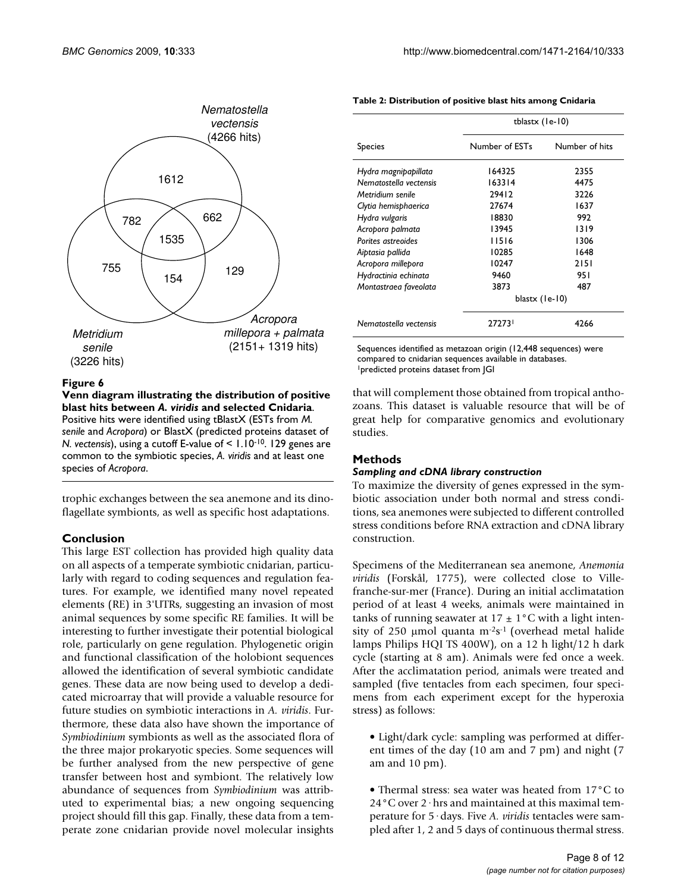**Figure 6**

**Venn diagram illustrating the distribution of positive blast hits between *A. viridis* and selected Cnidaria**. Positive hits were identified using tBlastX (ESTs from *M. senile* and *Acropora*) or BlastX (predicted proteins dataset of *N. vectensis*), using a cutoff E-value of < $1.10^{-10}$. 129 genes are common to the symbiotic species, *A. viridis* and at least one species of *Acropora*.

**Table 2: Distribution of positive blast hits among Cnidaria**

| | tblastx (1e-10) | |
|---|---|---|
| Species | Number of ESTs | Number of hits |
| *Hydra magnipapillata* | 164325 | 2355 |
| *Nematostella vectensis* | 163314 | 4475 |
| *Metridium senile* | 29412 | 3226 |
| *Clytia hemisphaerica* | 27674 | 1637 |
| *Hydra vulgaris* | 18830 | 992 |
| *Acropora palmata* | 13945 | 1319 |
| *Porites astreoides* | 11516 | 1306 |
| *Aiptasia pallida* | 10285 | 1648 |
| *Acropora millepora* | 10247 | 2151 |
| *Hydractinia echinata* | 9460 | 951 |
| *Montastraea faveolata* | 3873 | 487 |
| | blastx (1e-10) | |
| *Nematostella vectensis* | 27273[1] | 4266 |

Sequences identified as metazoan origin (12,448 sequences) were compared to cnidarian sequences available in databases.
[1]predicted proteins dataset from JGI

trophic exchanges between the sea anemone and its dinoflagellate symbionts, as well as specific host adaptations.

## Conclusion

This large EST collection has provided high quality data on all aspects of a temperate symbiotic cnidarian, particularly with regard to coding sequences and regulation features. For example, we identified many novel repeated elements (RE) in 3'UTRs, suggesting an invasion of most animal sequences by some specific RE families. It will be interesting to further investigate their potential biological role, particularly on gene regulation. Phylogenetic origin and functional classification of the holobiont sequences allowed the identification of several symbiotic candidate genes. These data are now being used to develop a dedicated microarray that will provide a valuable resource for future studies on symbiotic interactions in *A. viridis*. Furthermore, these data also have shown the importance of *Symbiodinium* symbionts as well as the associated flora of the three major prokaryotic species. Some sequences will be further analysed from the new perspective of gene transfer between host and symbiont. The relatively low abundance of sequences from *Symbiodinium* was attributed to experimental bias; a new ongoing sequencing project should fill this gap. Finally, these data from a temperate zone cnidarian provide novel molecular insights that will complement those obtained from tropical anthozoans. This dataset is valuable resource that will be of great help for comparative genomics and evolutionary studies.

## Methods

### *Sampling and cDNA library construction*

To maximize the diversity of genes expressed in the symbiotic association under both normal and stress conditions, sea anemones were subjected to different controlled stress conditions before RNA extraction and cDNA library construction.

Specimens of the Mediterranean sea anemone, *Anemonia viridis* (Forskål, 1775), were collected close to Villefranche-sur-mer (France). During an initial acclimatation period of at least 4 weeks, animals were maintained in tanks of running seawater at 17 ± 1°C with a light intensity of 250 μmol quanta $m^{-2}s^{-1}$ (overhead metal halide lamps Philips HQI TS 400W), on a 12 h light/12 h dark cycle (starting at 8 am). Animals were fed once a week. After the acclimatation period, animals were treated and sampled (five tentacles from each specimen, four specimens from each experiment except for the hyperoxia stress) as follows:

- Light/dark cycle: sampling was performed at different times of the day (10 am and 7 pm) and night (7 am and 10 pm).

- Thermal stress: sea water was heated from 17°C to 24°C over 2 · hrs and maintained at this maximal temperature for 5 · days. Five *A. viridis* tentacles were sampled after 1, 2 and 5 days of continuous thermal stress.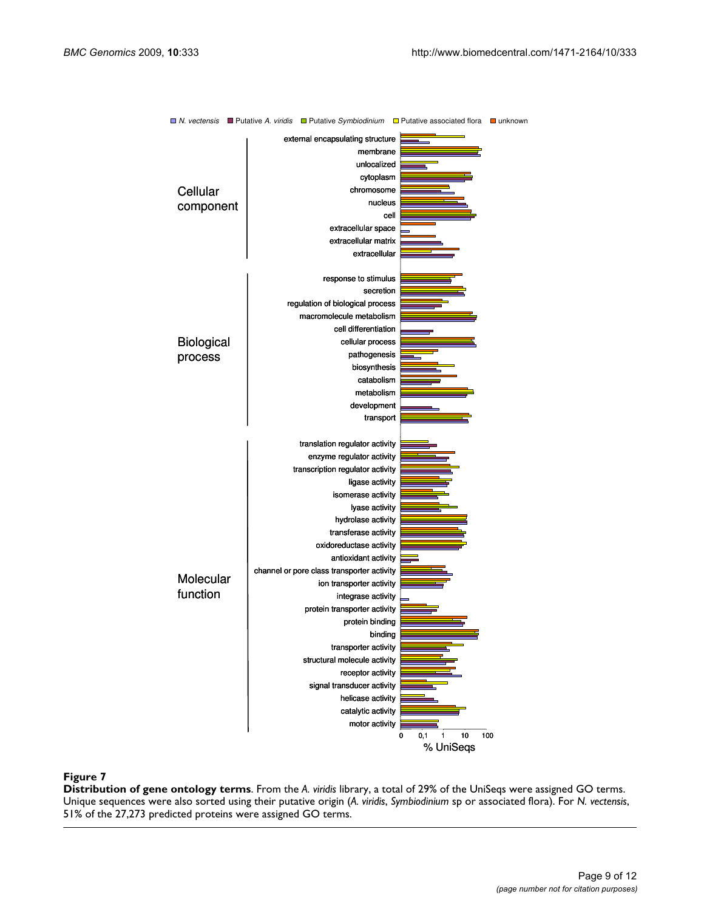**Figure 7**

**Distribution of gene ontology terms**. From the *A. viridis* library, a total of 29% of the UniSeqs were assigned GO terms. Unique sequences were also sorted using their putative origin (*A. viridis*, *Symbiodinium* sp or associated flora). For *N. vectensis*, 51% of the 27,273 predicted proteins were assigned GO terms.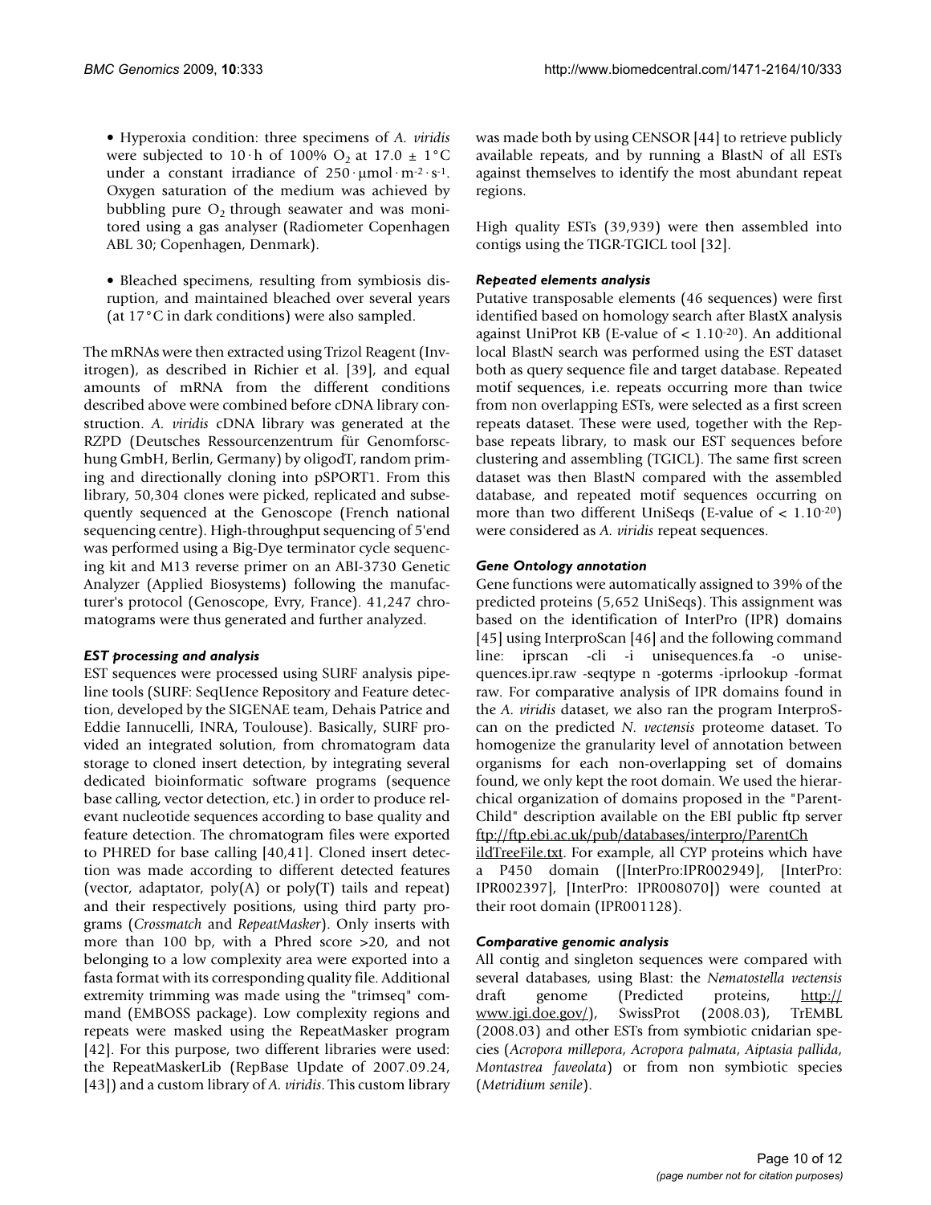- Hyperoxia condition: three specimens of *A. viridis* were subjected to 10·h of 100% $O_2$ at 17.0 ± 1°C under a constant irradiance of $250 \cdot \mu mol \cdot m^{-2} \cdot s^{-1}$. Oxygen saturation of the medium was achieved by bubbling pure $O_2$ through seawater and was monitored using a gas analyser (Radiometer Copenhagen ABL 30; Copenhagen, Denmark).

- Bleached specimens, resulting from symbiosis disruption, and maintained bleached over several years (at 17°C in dark conditions) were also sampled.

The mRNAs were then extracted using Trizol Reagent (Invitrogen), as described in Richier et al. [39], and equal amounts of mRNA from the different conditions described above were combined before cDNA library construction. *A. viridis* cDNA library was generated at the RZPD (Deutsches Ressourcenzentrum für Genomforschung GmbH, Berlin, Germany) by oligodT, random priming and directionally cloning into pSPORT1. From this library, 50,304 clones were picked, replicated and subsequently sequenced at the Genoscope (French national sequencing centre). High-throughput sequencing of 5'end was performed using a Big-Dye terminator cycle sequencing kit and M13 reverse primer on an ABI-3730 Genetic Analyzer (Applied Biosystems) following the manufacturer's protocol (Genoscope, Evry, France). 41,247 chromatograms were thus generated and further analyzed.

### EST processing and analysis

EST sequences were processed using SURF analysis pipeline tools (SURF: SeqUence Repository and Feature detection, developed by the SIGENAE team, Dehais Patrice and Eddie Iannucelli, INRA, Toulouse). Basically, SURF provided an integrated solution, from chromatogram data storage to cloned insert detection, by integrating several dedicated bioinformatic software programs (sequence base calling, vector detection, etc.) in order to produce relevant nucleotide sequences according to base quality and feature detection. The chromatogram files were exported to PHRED for base calling [40,41]. Cloned insert detection was made according to different detected features (vector, adaptator, poly(A) or poly(T) tails and repeat) and their respectively positions, using third party programs (*Crossmatch* and *RepeatMasker*). Only inserts with more than 100 bp, with a Phred score >20, and not belonging to a low complexity area were exported into a fasta format with its corresponding quality file. Additional extremity trimming was made using the "trimseq" command (EMBOSS package). Low complexity regions and repeats were masked using the RepeatMasker program [42]. For this purpose, two different libraries were used: the RepeatMaskerLib (RepBase Update of 2007.09.24, [43]) and a custom library of *A. viridis*. This custom library was made both by using CENSOR [44] to retrieve publicly available repeats, and by running a BlastN of all ESTs against themselves to identify the most abundant repeat regions.

High quality ESTs (39,939) were then assembled into contigs using the TIGR-TGICL tool [32].

### Repeated elements analysis

Putative transposable elements (46 sequences) were first identified based on homology search after BlastX analysis against UniProt KB (E-value of < $1.10^{-20}$). An additional local BlastN search was performed using the EST dataset both as query sequence file and target database. Repeated motif sequences, i.e. repeats occurring more than twice from non overlapping ESTs, were selected as a first screen repeats dataset. These were used, together with the Repbase repeats library, to mask our EST sequences before clustering and assembling (TGICL). The same first screen dataset was then BlastN compared with the assembled database, and repeated motif sequences occurring on more than two different UniSeqs (E-value of < $1.10^{-20}$) were considered as *A. viridis* repeat sequences.

### Gene Ontology annotation

Gene functions were automatically assigned to 39% of the predicted proteins (5,652 UniSeqs). This assignment was based on the identification of InterPro (IPR) domains [45] using InterproScan [46] and the following command line: iprscan -cli -i unisequences.fa -o unisequences.ipr.raw -seqtype n -goterms -iprlookup -format raw. For comparative analysis of IPR domains found in the *A. viridis* dataset, we also ran the program InterproScan on the predicted *N. vectensis* proteome dataset. To homogenize the granularity level of annotation between organisms for each non-overlapping set of domains found, we only kept the root domain. We used the hierarchical organization of domains proposed in the "Parent-Child" description available on the EBI public ftp server ftp://ftp.ebi.ac.uk/pub/databases/interpro/ParentChildTreeFile.txt. For example, all CYP proteins which have a P450 domain ([InterPro:IPR002949], [InterPro: IPR002397], [InterPro: IPR008070]) were counted at their root domain (IPR001128).

### Comparative genomic analysis

All contig and singleton sequences were compared with several databases, using Blast: the *Nematostella vectensis* draft genome (Predicted proteins, http://www.jgi.doe.gov/), SwissProt (2008.03), TrEMBL (2008.03) and other ESTs from symbiotic cnidarian species (*Acropora millepora*, *Acropora palmata*, *Aiptasia pallida*, *Montastrea faveolata*) or from non symbiotic species (*Metridium senile*).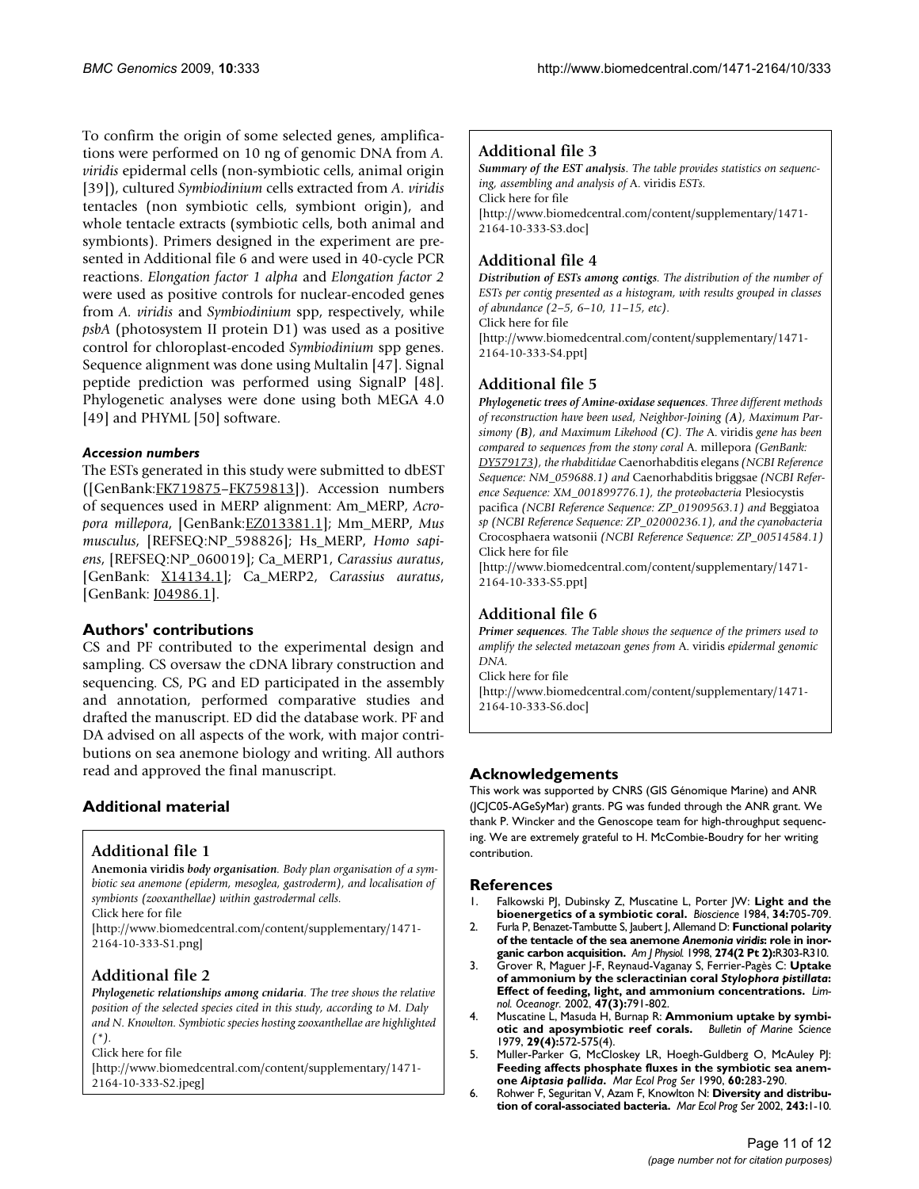To confirm the origin of some selected genes, amplifications were performed on 10 ng of genomic DNA from *A. viridis* epidermal cells (non-symbiotic cells, animal origin [39]), cultured *Symbiodinium* cells extracted from *A. viridis* tentacles (non symbiotic cells, symbiont origin), and whole tentacle extracts (symbiotic cells, both animal and symbionts). Primers designed in the experiment are presented in Additional file 6 and were used in 40-cycle PCR reactions. *Elongation factor 1 alpha* and *Elongation factor 2* were used as positive controls for nuclear-encoded genes from *A. viridis* and *Symbiodinium* spp, respectively, while *psbA* (photosystem II protein D1) was used as a positive control for chloroplast-encoded *Symbiodinium* spp genes. Sequence alignment was done using Multalin [47]. Signal peptide prediction was performed using SignalP [48]. Phylogenetic analyses were done using both MEGA 4.0 [49] and PHYML [50] software.

### Accession numbers

The ESTs generated in this study were submitted to dbEST ([GenBank:FK719875–FK759813]). Accession numbers of sequences used in MERP alignment: Am_MERP, *Acropora millepora*, [GenBank:EZ013381.1]; Mm_MERP, *Mus musculus*, [REFSEQ:NP_598826]; Hs_MERP, *Homo sapiens*, [REFSEQ:NP_060019]; Ca_MERP1, *Carassius auratus*, [GenBank: X14134.1]; Ca_MERP2, *Carassius auratus*, [GenBank: J04986.1].

## Authors' contributions

CS and PF contributed to the experimental design and sampling. CS oversaw the cDNA library construction and sequencing. CS, PG and ED participated in the assembly and annotation, performed comparative studies and drafted the manuscript. ED did the database work. PF and DA advised on all aspects of the work, with major contributions on sea anemone biology and writing. All authors read and approved the final manuscript.

## Additional material

### Additional file 1

**Anemonia viridis** ***body organisation***. *Body plan organisation of a symbiotic sea anemone (epiderm, mesoglea, gastroderm), and localisation of symbionts (zooxanthellae) within gastrodermal cells.*
Click here for file
[http://www.biomedcentral.com/content/supplementary/1471-2164-10-333-S1.png]

### Additional file 2

***Phylogenetic relationships among cnidaria***. *The tree shows the relative position of the selected species cited in this study, according to M. Daly and N. Knowlton. Symbiotic species hosting zooxanthellae are highlighted (*).*
Click here for file
[http://www.biomedcentral.com/content/supplementary/1471-2164-10-333-S2.jpeg]

### Additional file 3

***Summary of the EST analysis***. *The table provides statistics on sequencing, assembling and analysis of* A. viridis *ESTs.*
Click here for file
[http://www.biomedcentral.com/content/supplementary/1471-2164-10-333-S3.doc]

### Additional file 4

***Distribution of ESTs among contigs***. *The distribution of the number of ESTs per contig presented as a histogram, with results grouped in classes of abundance (2–5, 6–10, 11–15, etc).*
Click here for file
[http://www.biomedcentral.com/content/supplementary/1471-2164-10-333-S4.ppt]

### Additional file 5

***Phylogenetic trees of Amine-oxidase sequences***. *Three different methods of reconstruction have been used, Neighbor-Joining (**A**), Maximum Parsimony (**B**), and Maximum Likehood (**C**). The* A. viridis *gene has been compared to sequences from the stony coral* A. millepora *(GenBank: DY579173), the rhabditidae* Caenorhabditis elegans *(NCBI Reference Sequence: NM_059688.1) and* Caenorhabditis briggsae *(NCBI Reference Sequence: XM_001899776.1), the proteobacteria* Plesiocystis pacifica *(NCBI Reference Sequence: ZP_01909563.1) and* Beggiatoa *sp (NCBI Reference Sequence: ZP_02000236.1), and the cyanobacteria* Crocosphaera watsonii *(NCBI Reference Sequence: ZP_00514584.1)*
Click here for file
[http://www.biomedcentral.com/content/supplementary/1471-2164-10-333-S5.ppt]

### Additional file 6

***Primer sequences***. *The Table shows the sequence of the primers used to amplify the selected metazoan genes from* A. viridis *epidermal genomic DNA.*
Click here for file
[http://www.biomedcentral.com/content/supplementary/1471-2164-10-333-S6.doc]

## Acknowledgements

This work was supported by CNRS (GIS Génomique Marine) and ANR (JCJC05-AGeSyMar) grants. PG was funded through the ANR grant. We thank P. Wincker and the Genoscope team for high-throughput sequencing. We are extremely grateful to H. McCombie-Boudry for her writing contribution.

## References

1. Falkowski PJ, Dubinsky Z, Muscatine L, Porter JW: **Light and the bioenergetics of a symbiotic coral.** *Bioscience* 1984, **34:**705-709.
2. Furla P, Benazet-Tambutte S, Jaubert J, Allemand D: **Functional polarity of the tentacle of the sea anemone *Anemonia viridis*: role in inorganic carbon acquisition.** *Am J Physiol.* 1998, **274(2 Pt 2):**R303-R310.
3. Grover R, Maguer J-F, Reynaud-Vaganay S, Ferrier-Pagès C: **Uptake of ammonium by the scleractinian coral *Stylophora pistillata*: Effect of feeding, light, and ammonium concentrations.** *Limnol. Oceanogr.* 2002, **47(3):**791-802.
4. Muscatine L, Masuda H, Burnap R: **Ammonium uptake by symbiotic and aposymbiotic reef corals.** *Bulletin of Marine Science* 1979, **29(4):**572-575(4).
5. Muller-Parker G, McCloskey LR, Hoegh-Guldberg O, McAuley PJ: **Feeding affects phosphate fluxes in the symbiotic sea anemone *Aiptasia pallida*.** *Mar Ecol Prog Ser* 1990, **60:**283-290.
6. Rohwer F, Seguritan V, Azam F, Knowlton N: **Diversity and distribution of coral-associated bacteria.** *Mar Ecol Prog Ser* 2002, **243:**1-10.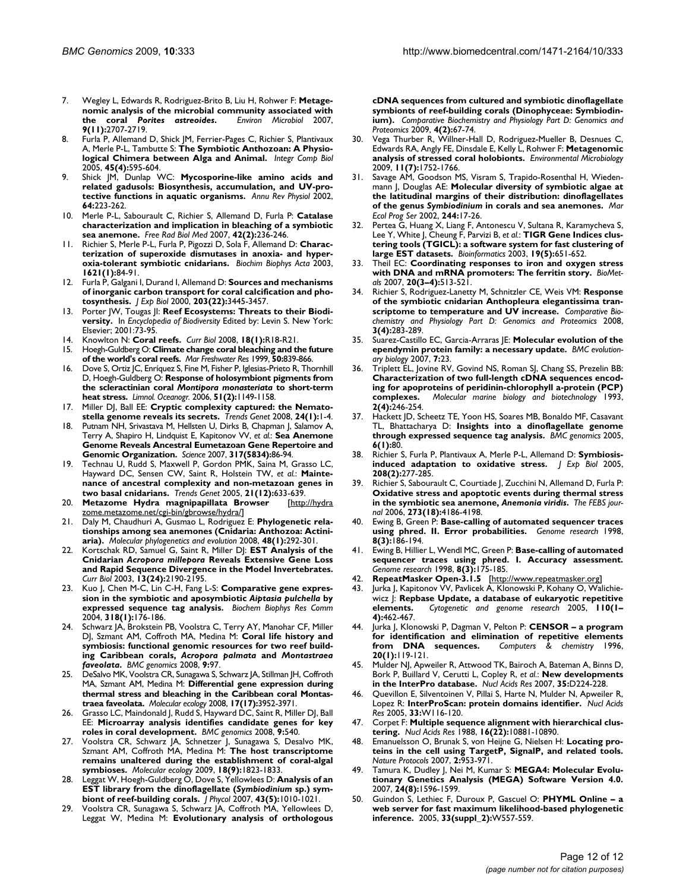7. Wegley L, Edwards R, Rodriguez-Brito B, Liu H, Rohwer F: **Metagenomic analysis of the microbial community associated with the coral *Porites astreoides*.** *Environ Microbiol* 2007, **9(11):**2707-2719.
8. Furla P, Allemand D, Shick JM, Ferrier-Pages C, Richier S, Plantivaux A, Merle P-L, Tambutte S: **The Symbiotic Anthozoan: A Physiological Chimera between Alga and Animal.** *Integr Comp Biol* 2005, **45(4):**595-604.
9. Shick JM, Dunlap WC: **Mycosporine-like amino acids and related gadusols: Biosynthesis, accumulation, and UV-protective functions in aquatic organisms.** *Annu Rev Physiol* 2002, **64:**223-262.
10. Merle P-L, Sabourault C, Richier S, Allemand D, Furla P: **Catalase characterization and implication in bleaching of a symbiotic sea anemone.** *Free Rad Biol Med* 2007, **42(2):**236-246.
11. Richier S, Merle P-L, Furla P, Pigozzi D, Sola F, Allemand D: **Characterization of superoxide dismutases in anoxia- and hyperoxia-tolerant symbiotic cnidarians.** *Biochim Biophys Acta* 2003, **1621(1):**84-91.
12. Furla P, Galgani I, Durand I, Allemand D: **Sources and mechanisms of inorganic carbon transport for coral calcification and photosynthesis.** *J Exp Biol* 2000, **203(22):**3445-3457.
13. Porter JW, Tougas JI: **Reef Ecosystems: Threats to their Biodiversity.** In *Encyclopedia of Biodiversity* Edited by: Levin S. New York: Elsevier; 2001:73-95.
14. Knowlton N: **Coral reefs.** *Curr Biol* 2008, **18(1):**R18-R21.
15. Hoegh-Guldberg O: **Climate change coral bleaching and the future of the world's coral reefs.** *Mar Freshwater Res* 1999, **50:**839-866.
16. Dove S, Ortiz JC, Enríquez S, Fine M, Fisher P, Iglesias-Prieto R, Thornhill D, Hoegh-Guldberg O: **Response of holosymbiont pigments from the scleractinian coral *Montipora monasteriata* to short-term heat stress.** *Limnol. Oceanogr.* 2006, **51(2):**1149-1158.
17. Miller DJ, Ball EE: **Cryptic complexity captured: the Nematostella genome reveals its secrets.** *Trends Genet* 2008, **24(1):**1-4.
18. Putnam NH, Srivastava M, Hellsten U, Dirks B, Chapman J, Salamov A, Terry A, Shapiro H, Lindquist E, Kapitonov VV, *et al.*: **Sea Anemone Genome Reveals Ancestral Eumetazoan Gene Repertoire and Genomic Organization.** *Science* 2007, **317(5834):**86-94.
19. Technau U, Rudd S, Maxwell P, Gordon PMK, Saina M, Grasso LC, Hayward DC, Sensen CW, Saint R, Holstein TW, *et al.*: **Maintenance of ancestral complexity and non-metazoan genes in two basal cnidarians.** *Trends Genet* 2005, **21(12):**633-639.
20. **Metazome Hydra magnipapillata Browser** [http://hydrazome.metazome.net/cgi-bin/gbrowse/hydra/]
21. Daly M, Chaudhuri A, Gusmao L, Rodriguez E: **Phylogenetic relationships among sea anemones (Cnidaria: Anthozoa: Actiniaria).** *Molecular phylogenetics and evolution* 2008, **48(1):**292-301.
22. Kortschak RD, Samuel G, Saint R, Miller DJ: **EST Analysis of the Cnidarian *Acropora millepora* Reveals Extensive Gene Loss and Rapid Sequence Divergence in the Model Invertebrates.** *Curr Biol* 2003, **13(24):**2190-2195.
23. Kuo J, Chen M-C, Lin C-H, Fang L-S: **Comparative gene expression in the symbiotic and aposymbiotic *Aiptasia pulchella* by expressed sequence tag analysis.** *Biochem Biophys Res Comm* 2004, **318(1):**176-186.
24. Schwarz JA, Brokstein PB, Voolstra C, Terry AY, Manohar CF, Miller DJ, Szmant AM, Coffroth MA, Medina M: **Coral life history and symbiosis: functional genomic resources for two reef building Caribbean corals, *Acropora palmata* and *Montastraea faveolata*.** *BMC genomics* 2008, **9:**97.
25. DeSalvo MK, Voolstra CR, Sunagawa S, Schwarz JA, Stillman JH, Coffroth MA, Szmant AM, Medina M: **Differential gene expression during thermal stress and bleaching in the Caribbean coral Montastraea faveolata.** *Molecular ecology* 2008, **17(17):**3952-3971.
26. Grasso LC, Maindonald J, Rudd S, Hayward DC, Saint R, Miller DJ, Ball EE: **Microarray analysis identifies candidate genes for key roles in coral development.** *BMC genomics* 2008, **9:**540.
27. Voolstra CR, Schwarz JA, Schnetzer J, Sunagawa S, Desalvo MK, Szmant AM, Coffroth MA, Medina M: **The host transcriptome remains unaltered during the establishment of coral-algal symbioses.** *Molecular ecology* 2009, **18(9):**1823-1833.
28. Leggat W, Hoegh-Guldberg O, Dove S, Yellowlees D: **Analysis of an EST library from the dinoflagellate (*Symbiodinium* sp.) symbiont of reef-building corals.** *J Phycol* 2007, **43(5):**1010-1021.
29. Voolstra CR, Sunagawa S, Schwarz JA, Coffroth MA, Yellowlees D, Leggat W, Medina M: **Evolutionary analysis of orthologous cDNA sequences from cultured and symbiotic dinoflagellate symbionts of reef-building corals (Dinophyceae: Symbiodinium).** *Comparative Biochemistry and Physiology Part D: Genomics and Proteomics* 2009, **4(2):**67-74.
30. Vega Thurber R, Willner-Hall D, Rodriguez-Mueller B, Desnues C, Edwards RA, Angly FE, Dinsdale E, Kelly L, Rohwer F: **Metagenomic analysis of stressed coral holobionts.** *Environmental Microbiology* 2009, **11(7):**1752-1766.
31. Savage AM, Goodson MS, Visram S, Trapido-Rosenthal H, Wiedenmann J, Douglas AE: **Molecular diversity of symbiotic algae at the latitudinal margins of their distribution: dinoflagellates of the genus *Symbiodinium* in corals and sea anemones.** *Mar Ecol Prog Ser* 2002, **244:**17-26.
32. Pertea G, Huang X, Liang F, Antonescu V, Sultana R, Karamycheva S, Lee Y, White J, Cheung F, Parvizi B, *et al.*: **TIGR Gene Indices clustering tools (TGICL): a software system for fast clustering of large EST datasets.** *Bioinformatics* 2003, **19(5):**651-652.
33. Theil EC: **Coordinating responses to iron and oxygen stress with DNA and mRNA promoters: The ferritin story.** *BioMetals* 2007, **20(3–4):**513-521.
34. Richier S, Rodriguez-Lanetty M, Schnitzler CE, Weis VM: **Response of the symbiotic cnidarian Anthopleura elegantissima transcriptome to temperature and UV increase.** *Comparative Biochemistry and Physiology Part D: Genomics and Proteomics* 2008, **3(4):**283-289.
35. Suarez-Castillo EC, Garcia-Arraras JE: **Molecular evolution of the ependymin protein family: a necessary update.** *BMC evolutionary biology* 2007, **7:**23.
36. Triplett EL, Jovine RV, Govind NS, Roman SJ, Chang SS, Prezelin BB: **Characterization of two full-length cDNA sequences encoding for apoproteins of peridinin-chlorophyll a-protein (PCP) complexes.** *Molecular marine biology and biotechnology* 1993, **2(4):**246-254.
37. Hackett JD, Scheetz TE, Yoon HS, Soares MB, Bonaldo MF, Casavant TL, Bhattacharya D: **Insights into a dinoflagellate genome through expressed sequence tag analysis.** *BMC genomics* 2005, **6(1):**80.
38. Richier S, Furla P, Plantivaux A, Merle P-L, Allemand D: **Symbiosis-induced adaptation to oxidative stress.** *J Exp Biol* 2005, **208(2):**277-285.
39. Richier S, Sabourault C, Courtiade J, Zucchini N, Allemand D, Furla P: **Oxidative stress and apoptotic events during thermal stress in the symbiotic sea anemone, *Anemonia viridis*.** *The FEBS journal* 2006, **273(18):**4186-4198.
40. Ewing B, Green P: **Base-calling of automated sequencer traces using phred. II. Error probabilities.** *Genome research* 1998, **8(3):**186-194.
41. Ewing B, Hillier L, Wendl MC, Green P: **Base-calling of automated sequencer traces using phred. I. Accuracy assessment.** *Genome research* 1998, **8(3):**175-185.
42. **RepeatMasker Open-3.1.5** [http://www.repeatmasker.org]
43. Jurka J, Kapitonov VV, Pavlicek A, Klonowski P, Kohany O, Walichiewicz J: **Repbase Update, a database of eukaryotic repetitive elements.** *Cytogenetic and genome research* 2005, **110(1–4):**462-467.
44. Jurka J, Klonowski P, Dagman V, Pelton P: **CENSOR – a program for identification and elimination of repetitive elements from DNA sequences.** *Computers & chemistry* 1996, **20(1):**119-121.
45. Mulder NJ, Apweiler R, Attwood TK, Bairoch A, Bateman A, Binns D, Bork P, Buillard V, Cerutti L, Copley R, *et al.*: **New developments in the InterPro database.** *Nucl Acids Res* 2007, **35:**D224-228.
46. Quevillon E, Silventoinen V, Pillai S, Harte N, Mulder N, Apweiler R, Lopez R: **InterProScan: protein domains identifier.** *Nucl Acids Res* 2005, **33:**W116-120.
47. Corpet F: **Multiple sequence alignment with hierarchical clustering.** *Nucl Acids Res* 1988, **16(22):**10881-10890.
48. Emanuelsson O, Brunak S, von Heijne G, Nielsen H: **Locating proteins in the cell using TargetP, SignalP, and related tools.** *Nature Protocols* 2007, **2:**953-971.
49. Tamura K, Dudley J, Nei M, Kumar S: **MEGA4: Molecular Evolutionary Genetics Analysis (MEGA) Software Version 4.0.** 2007, **24(8):**1596-1599.
50. Guindon S, Lethiec F, Duroux P, Gascuel O: **PHYML Online – a web server for fast maximum likelihood-based phylogenetic inference.** 2005, **33(suppl_2):**W557-559.